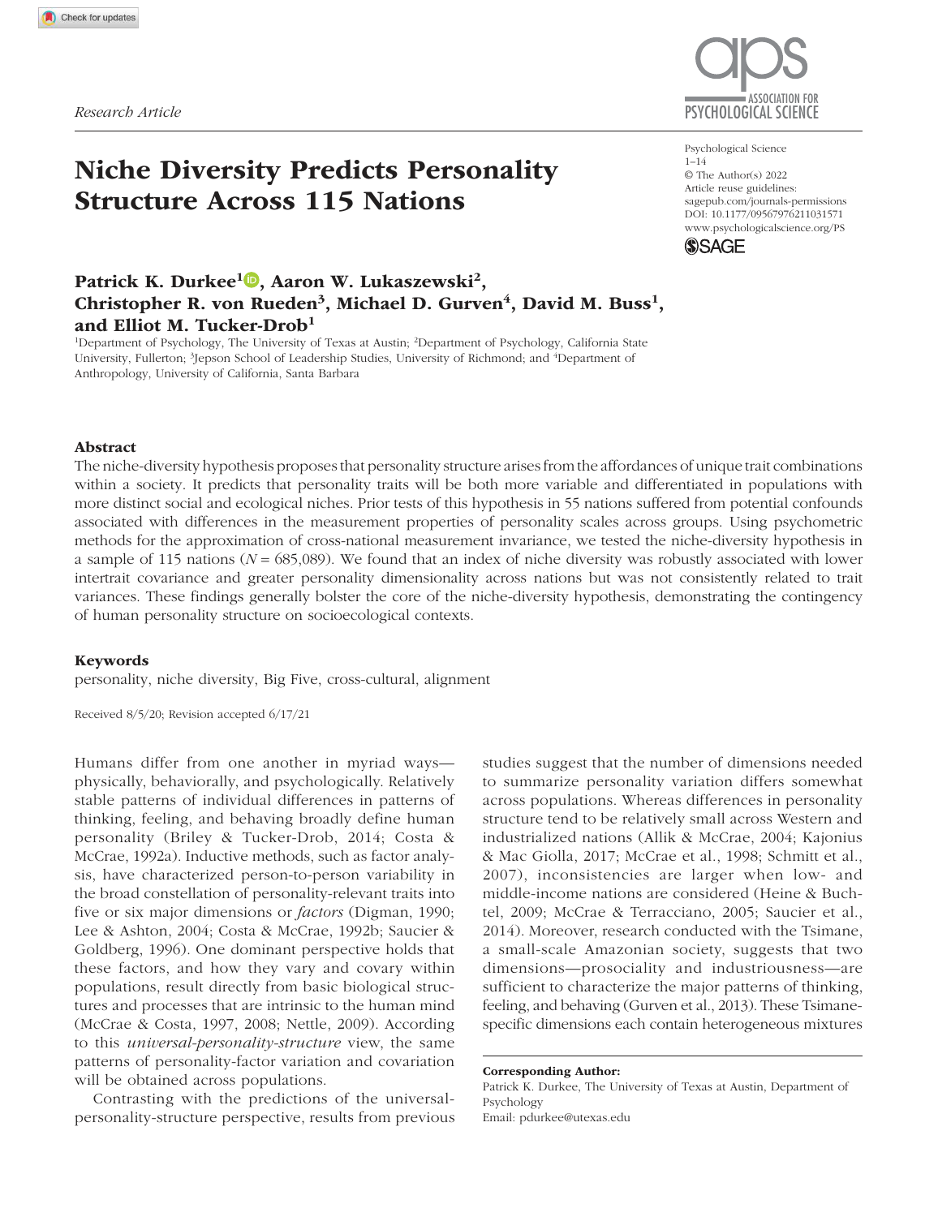Research Article

# Niche Diversity Predicts Personality Structure Across 115 Nations

Psychological Science
© The Author(s) 2022
Article reuse guidelines: sagepub.com/journals-permissions
DOI: 10.1177/09567976211031571
www.psychologicalscience.org/PS

**Patrick K. Durkee[1], Aaron W. Lukaszewski[2], Christopher R. von Rueden[3], Michael D. Gurven[4], David M. Buss[1], and Elliot M. Tucker-Drob[1]**

[1]Department of Psychology, The University of Texas at Austin; [2]Department of Psychology, California State University, Fullerton; [3]Jepson School of Leadership Studies, University of Richmond; and [4]Department of Anthropology, University of California, Santa Barbara

## Abstract

The niche-diversity hypothesis proposes that personality structure arises from the affordances of unique trait combinations within a society. It predicts that personality traits will be both more variable and differentiated in populations with more distinct social and ecological niches. Prior tests of this hypothesis in 55 nations suffered from potential confounds associated with differences in the measurement properties of personality scales across groups. Using psychometric methods for the approximation of cross-national measurement invariance, we tested the niche-diversity hypothesis in a sample of 115 nations ($N = 685{,}089$). We found that an index of niche diversity was robustly associated with lower intertrait covariance and greater personality dimensionality across nations but was not consistently related to trait variances. These findings generally bolster the core of the niche-diversity hypothesis, demonstrating the contingency of human personality structure on socioecological contexts.

## Keywords

personality, niche diversity, Big Five, cross-cultural, alignment

Received 8/5/20; Revision accepted 6/17/21

Humans differ from one another in myriad ways—physically, behaviorally, and psychologically. Relatively stable patterns of individual differences in patterns of thinking, feeling, and behaving broadly define human personality (Briley & Tucker-Drob, 2014; Costa & McCrae, 1992a). Inductive methods, such as factor analysis, have characterized person-to-person variability in the broad constellation of personality-relevant traits into five or six major dimensions or *factors* (Digman, 1990; Lee & Ashton, 2004; Costa & McCrae, 1992b; Saucier & Goldberg, 1996). One dominant perspective holds that these factors, and how they vary and covary within populations, result directly from basic biological structures and processes that are intrinsic to the human mind (McCrae & Costa, 1997, 2008; Nettle, 2009). According to this *universal-personality-structure* view, the same patterns of personality-factor variation and covariation will be obtained across populations.

Contrasting with the predictions of the universal-personality-structure perspective, results from previous studies suggest that the number of dimensions needed to summarize personality variation differs somewhat across populations. Whereas differences in personality structure tend to be relatively small across Western and industrialized nations (Allik & McCrae, 2004; Kajonius & Mac Giolla, 2017; McCrae et al., 1998; Schmitt et al., 2007), inconsistencies are larger when low- and middle-income nations are considered (Heine & Buchtel, 2009; McCrae & Terracciano, 2005; Saucier et al., 2014). Moreover, research conducted with the Tsimane, a small-scale Amazonian society, suggests that two dimensions—prosociality and industriousness—are sufficient to characterize the major patterns of thinking, feeling, and behaving (Gurven et al., 2013). These Tsimane-specific dimensions each contain heterogeneous mixtures

**Corresponding Author:**
Patrick K. Durkee, The University of Texas at Austin, Department of Psychology
Email: pdurkee@utexas.edu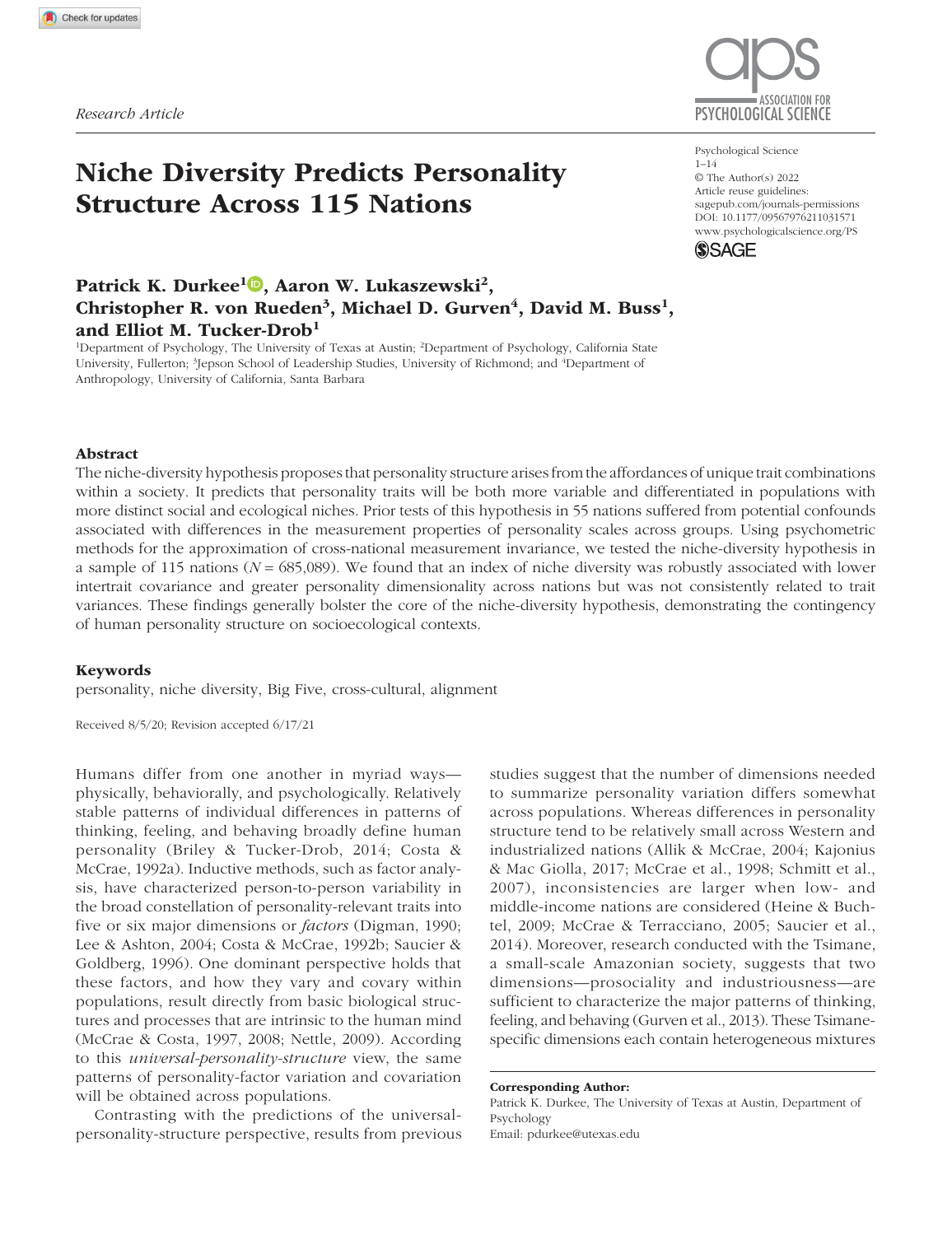Research Article

# Niche Diversity Predicts Personality Structure Across 115 Nations

**Patrick K. Durkee[1], Aaron W. Lukaszewski[2], Christopher R. von Rueden[3], Michael D. Gurven[4], David M. Buss[1], and Elliot M. Tucker-Drob[1]**

[1]Department of Psychology, The University of Texas at Austin; [2]Department of Psychology, California State University, Fullerton; [3]Jepson School of Leadership Studies, University of Richmond; and [4]Department of Anthropology, University of California, Santa Barbara

Psychological Science
1–14
© The Author(s) 2022
Article reuse guidelines:
sagepub.com/journals-permissions
DOI: 10.1177/09567976211031571
www.psychologicalscience.org/PS

## Abstract

The niche-diversity hypothesis proposes that personality structure arises from the affordances of unique trait combinations within a society. It predicts that personality traits will be both more variable and differentiated in populations with more distinct social and ecological niches. Prior tests of this hypothesis in 55 nations suffered from potential confounds associated with differences in the measurement properties of personality scales across groups. Using psychometric methods for the approximation of cross-national measurement invariance, we tested the niche-diversity hypothesis in a sample of 115 nations ($N = 685{,}089$). We found that an index of niche diversity was robustly associated with lower intertrait covariance and greater personality dimensionality across nations but was not consistently related to trait variances. These findings generally bolster the core of the niche-diversity hypothesis, demonstrating the contingency of human personality structure on socioecological contexts.

## Keywords

personality, niche diversity, Big Five, cross-cultural, alignment

Received 8/5/20; Revision accepted 6/17/21

Humans differ from one another in myriad ways—physically, behaviorally, and psychologically. Relatively stable patterns of individual differences in patterns of thinking, feeling, and behaving broadly define human personality (Briley & Tucker-Drob, 2014; Costa & McCrae, 1992a). Inductive methods, such as factor analysis, have characterized person-to-person variability in the broad constellation of personality-relevant traits into five or six major dimensions or *factors* (Digman, 1990; Lee & Ashton, 2004; Costa & McCrae, 1992b; Saucier & Goldberg, 1996). One dominant perspective holds that these factors, and how they vary and covary within populations, result directly from basic biological structures and processes that are intrinsic to the human mind (McCrae & Costa, 1997, 2008; Nettle, 2009). According to this *universal-personality-structure* view, the same patterns of personality-factor variation and covariation will be obtained across populations.

Contrasting with the predictions of the universal-personality-structure perspective, results from previous studies suggest that the number of dimensions needed to summarize personality variation differs somewhat across populations. Whereas differences in personality structure tend to be relatively small across Western and industrialized nations (Allik & McCrae, 2004; Kajonius & Mac Giolla, 2017; McCrae et al., 1998; Schmitt et al., 2007), inconsistencies are larger when low- and middle-income nations are considered (Heine & Buchtel, 2009; McCrae & Terracciano, 2005; Saucier et al., 2014). Moreover, research conducted with the Tsimane, a small-scale Amazonian society, suggests that two dimensions—prosociality and industriousness—are sufficient to characterize the major patterns of thinking, feeling, and behaving (Gurven et al., 2013). These Tsimane-specific dimensions each contain heterogeneous mixtures

**Corresponding Author:**
Patrick K. Durkee, The University of Texas at Austin, Department of Psychology
Email: pdurkee@utexas.edu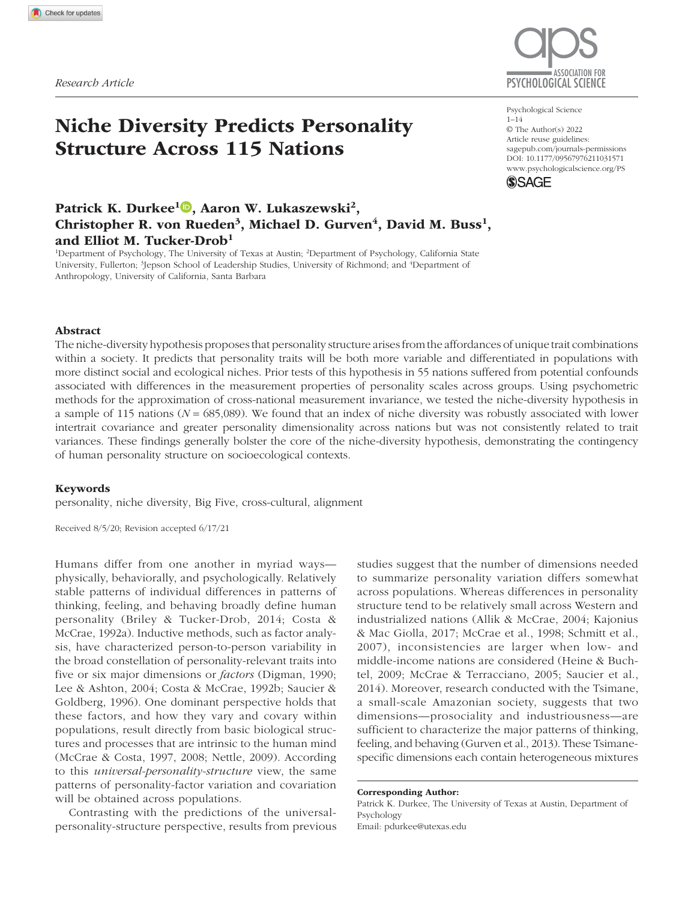*Research Article*

# Niche Diversity Predicts Personality Structure Across 115 Nations

Patrick K. Durkee[1], Aaron W. Lukaszewski[2], Christopher R. von Rueden[3], Michael D. Gurven[4], David M. Buss[1], and Elliot M. Tucker-Drob[1]

[1]Department of Psychology, The University of Texas at Austin; [2]Department of Psychology, California State University, Fullerton; [3]Jepson School of Leadership Studies, University of Richmond; and [4]Department of Anthropology, University of California, Santa Barbara

Psychological Science
1–14
© The Author(s) 2022
Article reuse guidelines:
sagepub.com/journals-permissions
DOI: 10.1177/09567976211031571
www.psychologicalscience.org/PS

## Abstract

The niche-diversity hypothesis proposes that personality structure arises from the affordances of unique trait combinations within a society. It predicts that personality traits will be both more variable and differentiated in populations with more distinct social and ecological niches. Prior tests of this hypothesis in 55 nations suffered from potential confounds associated with differences in the measurement properties of personality scales across groups. Using psychometric methods for the approximation of cross-national measurement invariance, we tested the niche-diversity hypothesis in a sample of 115 nations ($N = 685{,}089$). We found that an index of niche diversity was robustly associated with lower intertrait covariance and greater personality dimensionality across nations but was not consistently related to trait variances. These findings generally bolster the core of the niche-diversity hypothesis, demonstrating the contingency of human personality structure on socioecological contexts.

### Keywords

personality, niche diversity, Big Five, cross-cultural, alignment

Received 8/5/20; Revision accepted 6/17/21

Humans differ from one another in myriad ways—physically, behaviorally, and psychologically. Relatively stable patterns of individual differences in patterns of thinking, feeling, and behaving broadly define human personality (Briley & Tucker-Drob, 2014; Costa & McCrae, 1992a). Inductive methods, such as factor analysis, have characterized person-to-person variability in the broad constellation of personality-relevant traits into five or six major dimensions or *factors* (Digman, 1990; Lee & Ashton, 2004; Costa & McCrae, 1992b; Saucier & Goldberg, 1996). One dominant perspective holds that these factors, and how they vary and covary within populations, result directly from basic biological structures and processes that are intrinsic to the human mind (McCrae & Costa, 1997, 2008; Nettle, 2009). According to this *universal-personality-structure* view, the same patterns of personality-factor variation and covariation will be obtained across populations.

Contrasting with the predictions of the universal-personality-structure perspective, results from previous studies suggest that the number of dimensions needed to summarize personality variation differs somewhat across populations. Whereas differences in personality structure tend to be relatively small across Western and industrialized nations (Allik & McCrae, 2004; Kajonius & Mac Giolla, 2017; McCrae et al., 1998; Schmitt et al., 2007), inconsistencies are larger when low- and middle-income nations are considered (Heine & Buchtel, 2009; McCrae & Terracciano, 2005; Saucier et al., 2014). Moreover, research conducted with the Tsimane, a small-scale Amazonian society, suggests that two dimensions—prosociality and industriousness—are sufficient to characterize the major patterns of thinking, feeling, and behaving (Gurven et al., 2013). These Tsimane-specific dimensions each contain heterogeneous mixtures

**Corresponding Author:**
Patrick K. Durkee, The University of Texas at Austin, Department of Psychology
Email: pdurkee@utexas.edu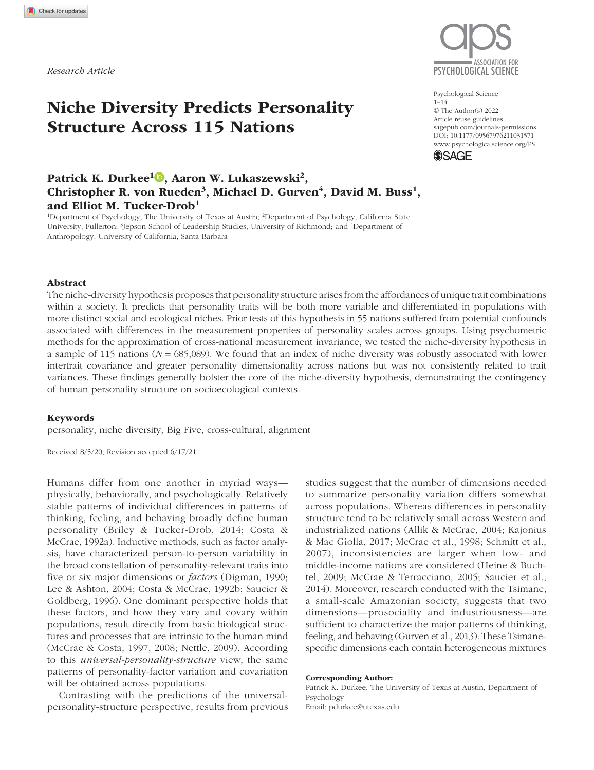Research Article

# Niche Diversity Predicts Personality Structure Across 115 Nations

Psychological Science
© The Author(s) 2022
Article reuse guidelines: sagepub.com/journals-permissions
DOI: 10.1177/09567976211031571
www.psychologicalscience.org/PS

**Patrick K. Durkee[1], Aaron W. Lukaszewski[2], Christopher R. von Rueden[3], Michael D. Gurven[4], David M. Buss[1], and Elliot M. Tucker-Drob[1]**

[1]Department of Psychology, The University of Texas at Austin; [2]Department of Psychology, California State University, Fullerton; [3]Jepson School of Leadership Studies, University of Richmond; and [4]Department of Anthropology, University of California, Santa Barbara

## Abstract

The niche-diversity hypothesis proposes that personality structure arises from the affordances of unique trait combinations within a society. It predicts that personality traits will be both more variable and differentiated in populations with more distinct social and ecological niches. Prior tests of this hypothesis in 55 nations suffered from potential confounds associated with differences in the measurement properties of personality scales across groups. Using psychometric methods for the approximation of cross-national measurement invariance, we tested the niche-diversity hypothesis in a sample of 115 nations ($N = 685{,}089$). We found that an index of niche diversity was robustly associated with lower intertrait covariance and greater personality dimensionality across nations but was not consistently related to trait variances. These findings generally bolster the core of the niche-diversity hypothesis, demonstrating the contingency of human personality structure on socioecological contexts.

### Keywords

personality, niche diversity, Big Five, cross-cultural, alignment

Received 8/5/20; Revision accepted 6/17/21

Humans differ from one another in myriad ways—physically, behaviorally, and psychologically. Relatively stable patterns of individual differences in patterns of thinking, feeling, and behaving broadly define human personality (Briley & Tucker-Drob, 2014; Costa & McCrae, 1992a). Inductive methods, such as factor analysis, have characterized person-to-person variability in the broad constellation of personality-relevant traits into five or six major dimensions or *factors* (Digman, 1990; Lee & Ashton, 2004; Costa & McCrae, 1992b; Saucier & Goldberg, 1996). One dominant perspective holds that these factors, and how they vary and covary within populations, result directly from basic biological structures and processes that are intrinsic to the human mind (McCrae & Costa, 1997, 2008; Nettle, 2009). According to this *universal-personality-structure* view, the same patterns of personality-factor variation and covariation will be obtained across populations.

Contrasting with the predictions of the universal-personality-structure perspective, results from previous studies suggest that the number of dimensions needed to summarize personality variation differs somewhat across populations. Whereas differences in personality structure tend to be relatively small across Western and industrialized nations (Allik & McCrae, 2004; Kajonius & Mac Giolla, 2017; McCrae et al., 1998; Schmitt et al., 2007), inconsistencies are larger when low- and middle-income nations are considered (Heine & Buchtel, 2009; McCrae & Terracciano, 2005; Saucier et al., 2014). Moreover, research conducted with the Tsimane, a small-scale Amazonian society, suggests that two dimensions—prosociality and industriousness—are sufficient to characterize the major patterns of thinking, feeling, and behaving (Gurven et al., 2013). These Tsimane-specific dimensions each contain heterogeneous mixtures

**Corresponding Author:**
Patrick K. Durkee, The University of Texas at Austin, Department of Psychology
Email: pdurkee@utexas.edu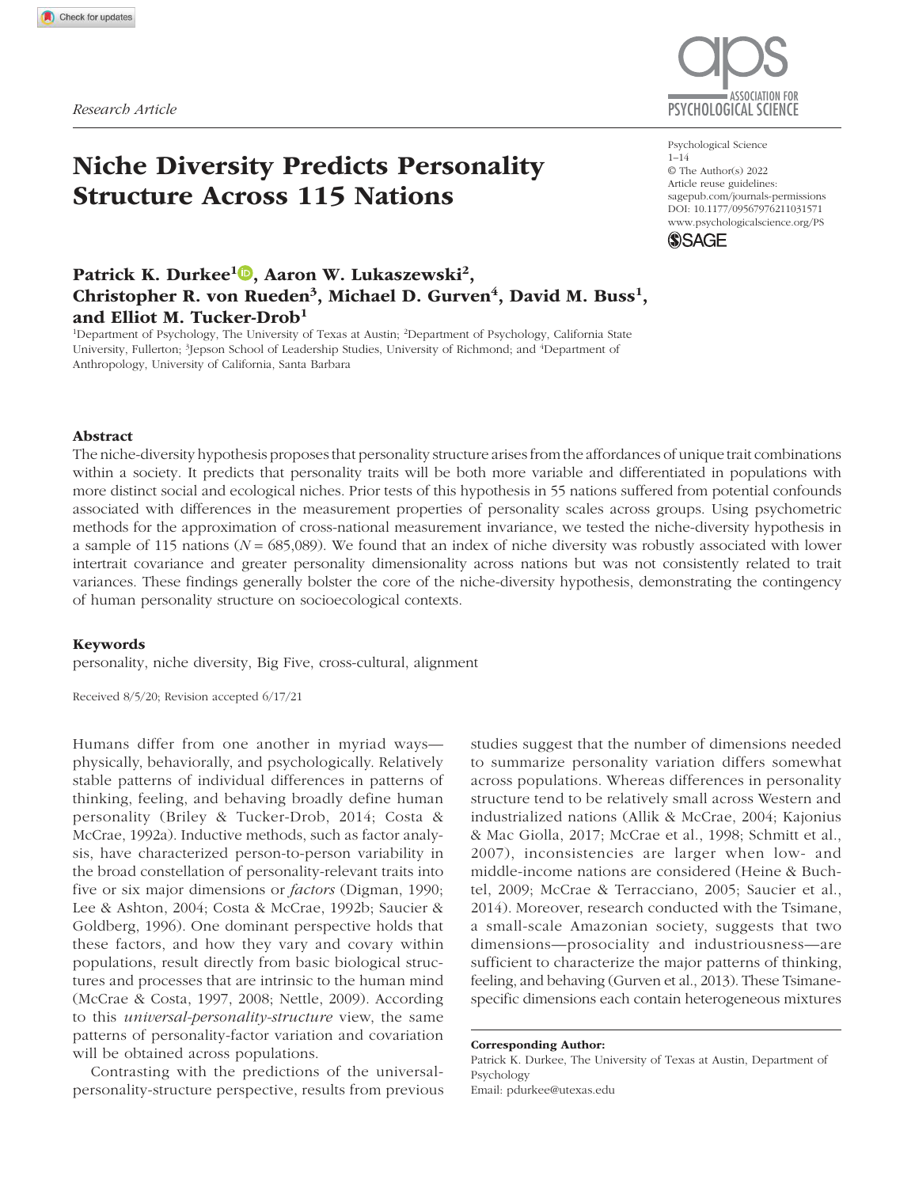Research Article

# Niche Diversity Predicts Personality Structure Across 115 Nations

Psychological Science
1–14
© The Author(s) 2022
Article reuse guidelines:
sagepub.com/journals-permissions
DOI: 10.1177/09567976211031571
www.psychologicalscience.org/PS

**Patrick K. Durkee[1], Aaron W. Lukaszewski[2], Christopher R. von Rueden[3], Michael D. Gurven[4], David M. Buss[1], and Elliot M. Tucker-Drob[1]**

[1]Department of Psychology, The University of Texas at Austin; [2]Department of Psychology, California State University, Fullerton; [3]Jepson School of Leadership Studies, University of Richmond; and [4]Department of Anthropology, University of California, Santa Barbara

## Abstract

The niche-diversity hypothesis proposes that personality structure arises from the affordances of unique trait combinations within a society. It predicts that personality traits will be both more variable and differentiated in populations with more distinct social and ecological niches. Prior tests of this hypothesis in 55 nations suffered from potential confounds associated with differences in the measurement properties of personality scales across groups. Using psychometric methods for the approximation of cross-national measurement invariance, we tested the niche-diversity hypothesis in a sample of 115 nations ($N$ = 685,089). We found that an index of niche diversity was robustly associated with lower intertrait covariance and greater personality dimensionality across nations but was not consistently related to trait variances. These findings generally bolster the core of the niche-diversity hypothesis, demonstrating the contingency of human personality structure on socioecological contexts.

## Keywords

personality, niche diversity, Big Five, cross-cultural, alignment

Received 8/5/20; Revision accepted 6/17/21

Humans differ from one another in myriad ways—physically, behaviorally, and psychologically. Relatively stable patterns of individual differences in patterns of thinking, feeling, and behaving broadly define human personality (Briley & Tucker-Drob, 2014; Costa & McCrae, 1992a). Inductive methods, such as factor analysis, have characterized person-to-person variability in the broad constellation of personality-relevant traits into five or six major dimensions or *factors* (Digman, 1990; Lee & Ashton, 2004; Costa & McCrae, 1992b; Saucier & Goldberg, 1996). One dominant perspective holds that these factors, and how they vary and covary within populations, result directly from basic biological structures and processes that are intrinsic to the human mind (McCrae & Costa, 1997, 2008; Nettle, 2009). According to this *universal-personality-structure* view, the same patterns of personality-factor variation and covariation will be obtained across populations.

Contrasting with the predictions of the universal-personality-structure perspective, results from previous studies suggest that the number of dimensions needed to summarize personality variation differs somewhat across populations. Whereas differences in personality structure tend to be relatively small across Western and industrialized nations (Allik & McCrae, 2004; Kajonius & Mac Giolla, 2017; McCrae et al., 1998; Schmitt et al., 2007), inconsistencies are larger when low- and middle-income nations are considered (Heine & Buchtel, 2009; McCrae & Terracciano, 2005; Saucier et al., 2014). Moreover, research conducted with the Tsimane, a small-scale Amazonian society, suggests that two dimensions—prosociality and industriousness—are sufficient to characterize the major patterns of thinking, feeling, and behaving (Gurven et al., 2013). These Tsimane-specific dimensions each contain heterogeneous mixtures

**Corresponding Author:**
Patrick K. Durkee, The University of Texas at Austin, Department of Psychology
Email: pdurkee@utexas.edu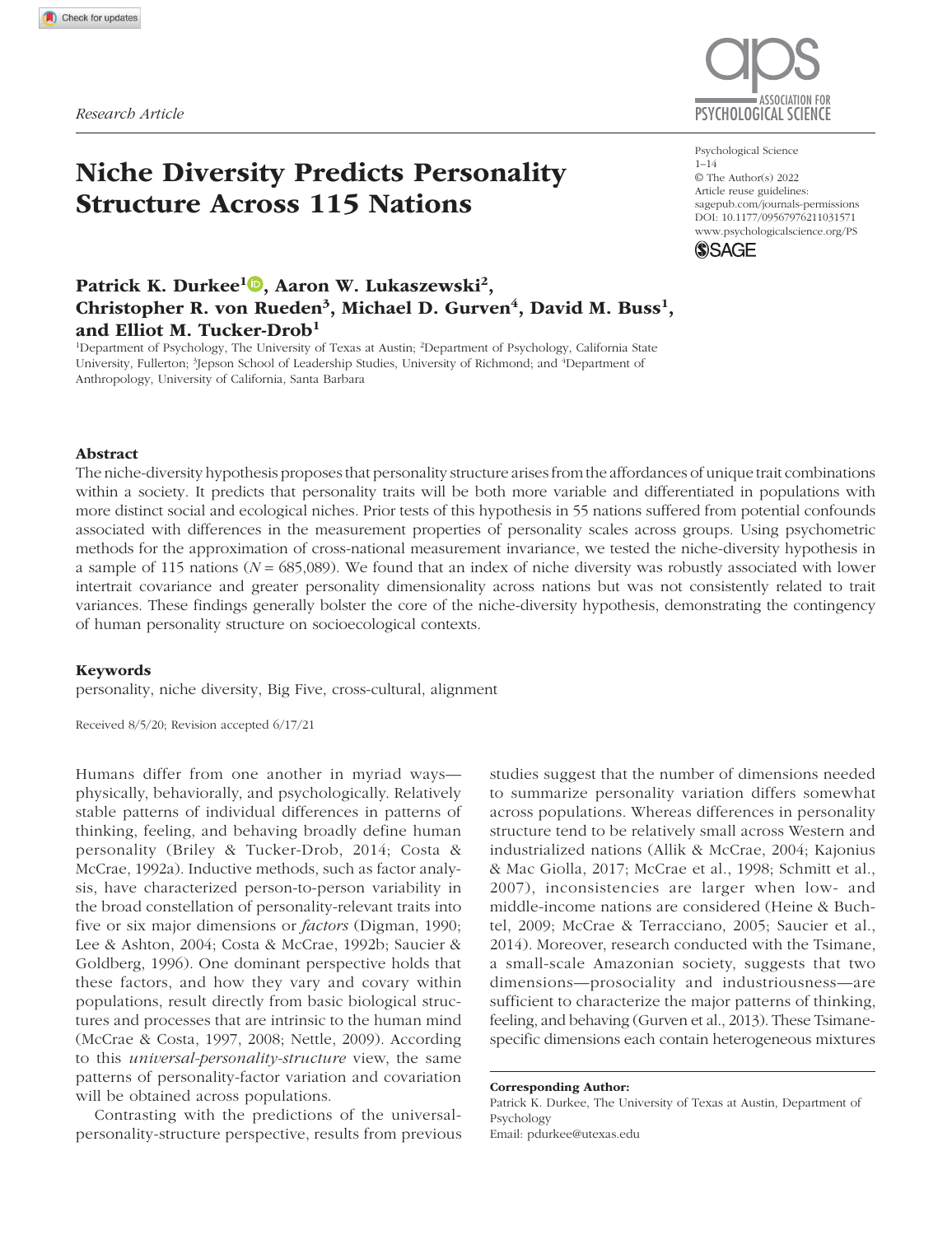Research Article

# Niche Diversity Predicts Personality Structure Across 115 Nations

**Patrick K. Durkee[1], Aaron W. Lukaszewski[2], Christopher R. von Rueden[3], Michael D. Gurven[4], David M. Buss[1], and Elliot M. Tucker-Drob[1]**

[1]Department of Psychology, The University of Texas at Austin; [2]Department of Psychology, California State University, Fullerton; [3]Jepson School of Leadership Studies, University of Richmond; and [4]Department of Anthropology, University of California, Santa Barbara

Psychological Science
1–14
© The Author(s) 2022
Article reuse guidelines:
sagepub.com/journals-permissions
DOI: 10.1177/09567976211031571
www.psychologicalscience.org/PS

## Abstract

The niche-diversity hypothesis proposes that personality structure arises from the affordances of unique trait combinations within a society. It predicts that personality traits will be both more variable and differentiated in populations with more distinct social and ecological niches. Prior tests of this hypothesis in 55 nations suffered from potential confounds associated with differences in the measurement properties of personality scales across groups. Using psychometric methods for the approximation of cross-national measurement invariance, we tested the niche-diversity hypothesis in a sample of 115 nations ($N = 685{,}089$). We found that an index of niche diversity was robustly associated with lower intertrait covariance and greater personality dimensionality across nations but was not consistently related to trait variances. These findings generally bolster the core of the niche-diversity hypothesis, demonstrating the contingency of human personality structure on socioecological contexts.

### Keywords

personality, niche diversity, Big Five, cross-cultural, alignment

Received 8/5/20; Revision accepted 6/17/21

Humans differ from one another in myriad ways—physically, behaviorally, and psychologically. Relatively stable patterns of individual differences in patterns of thinking, feeling, and behaving broadly define human personality (Briley & Tucker-Drob, 2014; Costa & McCrae, 1992a). Inductive methods, such as factor analysis, have characterized person-to-person variability in the broad constellation of personality-relevant traits into five or six major dimensions or *factors* (Digman, 1990; Lee & Ashton, 2004; Costa & McCrae, 1992b; Saucier & Goldberg, 1996). One dominant perspective holds that these factors, and how they vary and covary within populations, result directly from basic biological structures and processes that are intrinsic to the human mind (McCrae & Costa, 1997, 2008; Nettle, 2009). According to this *universal-personality-structure* view, the same patterns of personality-factor variation and covariation will be obtained across populations.

Contrasting with the predictions of the universal-personality-structure perspective, results from previous studies suggest that the number of dimensions needed to summarize personality variation differs somewhat across populations. Whereas differences in personality structure tend to be relatively small across Western and industrialized nations (Allik & McCrae, 2004; Kajonius & Mac Giolla, 2017; McCrae et al., 1998; Schmitt et al., 2007), inconsistencies are larger when low- and middle-income nations are considered (Heine & Buchtel, 2009; McCrae & Terracciano, 2005; Saucier et al., 2014). Moreover, research conducted with the Tsimane, a small-scale Amazonian society, suggests that two dimensions—prosociality and industriousness—are sufficient to characterize the major patterns of thinking, feeling, and behaving (Gurven et al., 2013). These Tsimane-specific dimensions each contain heterogeneous mixtures

**Corresponding Author:**
Patrick K. Durkee, The University of Texas at Austin, Department of Psychology
Email: pdurkee@utexas.edu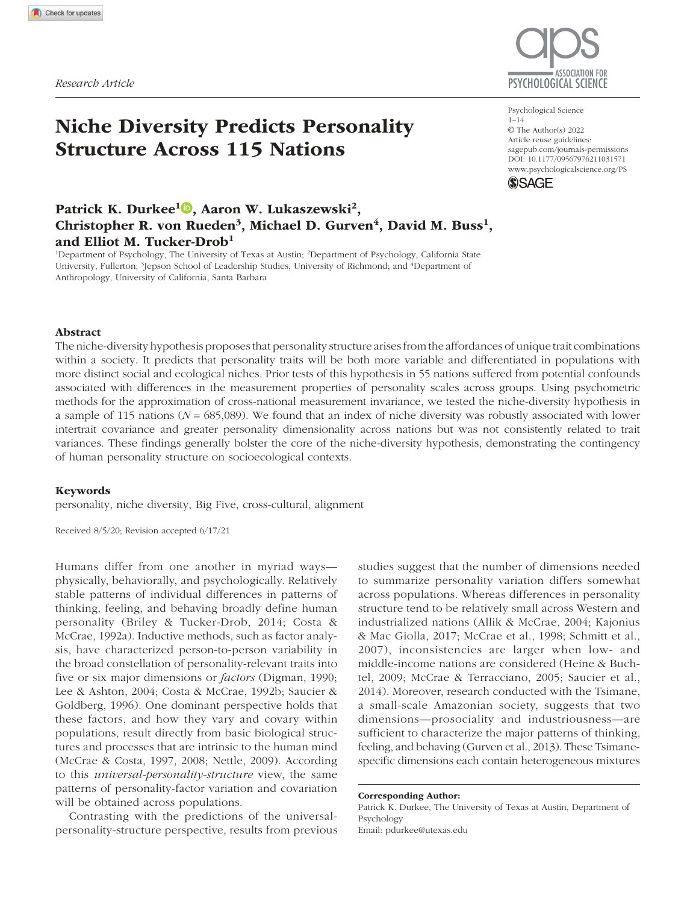Research Article

# Niche Diversity Predicts Personality Structure Across 115 Nations

**Patrick K. Durkee[1], Aaron W. Lukaszewski[2], Christopher R. von Rueden[3], Michael D. Gurven[4], David M. Buss[1], and Elliot M. Tucker-Drob[1]**

[1]Department of Psychology, The University of Texas at Austin; [2]Department of Psychology, California State University, Fullerton; [3]Jepson School of Leadership Studies, University of Richmond; and [4]Department of Anthropology, University of California, Santa Barbara

Psychological Science
1–14
© The Author(s) 2022
Article reuse guidelines: sagepub.com/journals-permissions
DOI: 10.1177/09567976211031571
www.psychologicalscience.org/PS

## Abstract

The niche-diversity hypothesis proposes that personality structure arises from the affordances of unique trait combinations within a society. It predicts that personality traits will be both more variable and differentiated in populations with more distinct social and ecological niches. Prior tests of this hypothesis in 55 nations suffered from potential confounds associated with differences in the measurement properties of personality scales across groups. Using psychometric methods for the approximation of cross-national measurement invariance, we tested the niche-diversity hypothesis in a sample of 115 nations ($N$ = 685,089). We found that an index of niche diversity was robustly associated with lower intertrait covariance and greater personality dimensionality across nations but was not consistently related to trait variances. These findings generally bolster the core of the niche-diversity hypothesis, demonstrating the contingency of human personality structure on socioecological contexts.

### Keywords

personality, niche diversity, Big Five, cross-cultural, alignment

Received 8/5/20; Revision accepted 6/17/21

Humans differ from one another in myriad ways—physically, behaviorally, and psychologically. Relatively stable patterns of individual differences in patterns of thinking, feeling, and behaving broadly define human personality (Briley & Tucker-Drob, 2014; Costa & McCrae, 1992a). Inductive methods, such as factor analysis, have characterized person-to-person variability in the broad constellation of personality-relevant traits into five or six major dimensions or *factors* (Digman, 1990; Lee & Ashton, 2004; Costa & McCrae, 1992b; Saucier & Goldberg, 1996). One dominant perspective holds that these factors, and how they vary and covary within populations, result directly from basic biological structures and processes that are intrinsic to the human mind (McCrae & Costa, 1997, 2008; Nettle, 2009). According to this *universal-personality-structure* view, the same patterns of personality-factor variation and covariation will be obtained across populations.

Contrasting with the predictions of the universal-personality-structure perspective, results from previous studies suggest that the number of dimensions needed to summarize personality variation differs somewhat across populations. Whereas differences in personality structure tend to be relatively small across Western and industrialized nations (Allik & McCrae, 2004; Kajonius & Mac Giolla, 2017; McCrae et al., 1998; Schmitt et al., 2007), inconsistencies are larger when low- and middle-income nations are considered (Heine & Buchtel, 2009; McCrae & Terracciano, 2005; Saucier et al., 2014). Moreover, research conducted with the Tsimane, a small-scale Amazonian society, suggests that two dimensions—prosociality and industriousness—are sufficient to characterize the major patterns of thinking, feeling, and behaving (Gurven et al., 2013). These Tsimane-specific dimensions each contain heterogeneous mixtures

**Corresponding Author:**
Patrick K. Durkee, The University of Texas at Austin, Department of Psychology
Email: pdurkee@utexas.edu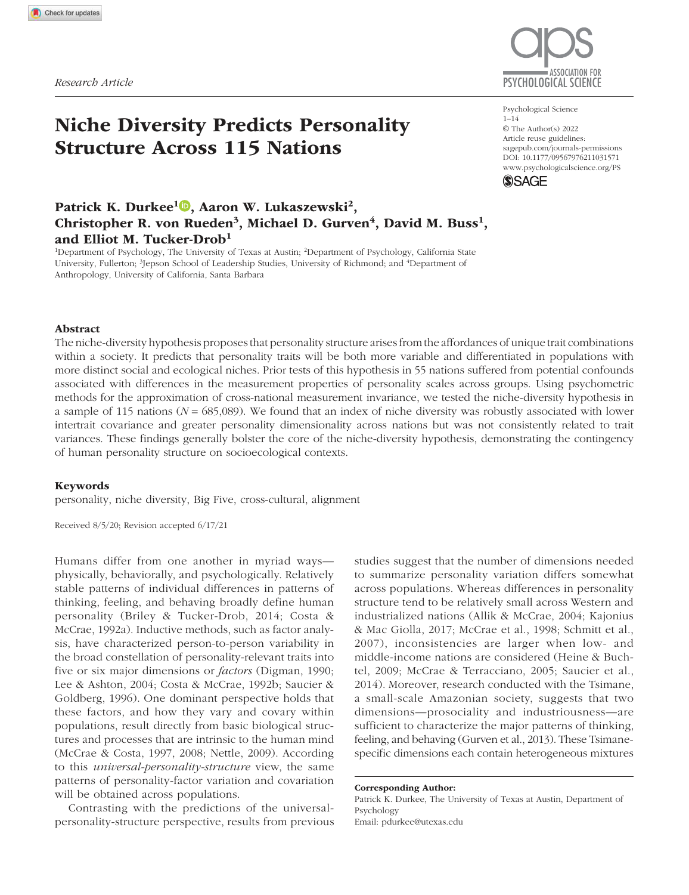Research Article

# Niche Diversity Predicts Personality Structure Across 115 Nations

Patrick K. Durkee[1], Aaron W. Lukaszewski[2], Christopher R. von Rueden[3], Michael D. Gurven[4], David M. Buss[1], and Elliot M. Tucker-Drob[1]

[1]Department of Psychology, The University of Texas at Austin; [2]Department of Psychology, California State University, Fullerton; [3]Jepson School of Leadership Studies, University of Richmond; and [4]Department of Anthropology, University of California, Santa Barbara

Psychological Science
1–14
© The Author(s) 2022
Article reuse guidelines:
sagepub.com/journals-permissions
DOI: 10.1177/09567976211031571
www.psychologicalscience.org/PS

## Abstract

The niche-diversity hypothesis proposes that personality structure arises from the affordances of unique trait combinations within a society. It predicts that personality traits will be both more variable and differentiated in populations with more distinct social and ecological niches. Prior tests of this hypothesis in 55 nations suffered from potential confounds associated with differences in the measurement properties of personality scales across groups. Using psychometric methods for the approximation of cross-national measurement invariance, we tested the niche-diversity hypothesis in a sample of 115 nations ($N = 685{,}089$). We found that an index of niche diversity was robustly associated with lower intertrait covariance and greater personality dimensionality across nations but was not consistently related to trait variances. These findings generally bolster the core of the niche-diversity hypothesis, demonstrating the contingency of human personality structure on socioecological contexts.

### Keywords

personality, niche diversity, Big Five, cross-cultural, alignment

Received 8/5/20; Revision accepted 6/17/21

Humans differ from one another in myriad ways—physically, behaviorally, and psychologically. Relatively stable patterns of individual differences in patterns of thinking, feeling, and behaving broadly define human personality (Briley & Tucker-Drob, 2014; Costa & McCrae, 1992a). Inductive methods, such as factor analysis, have characterized person-to-person variability in the broad constellation of personality-relevant traits into five or six major dimensions or *factors* (Digman, 1990; Lee & Ashton, 2004; Costa & McCrae, 1992b; Saucier & Goldberg, 1996). One dominant perspective holds that these factors, and how they vary and covary within populations, result directly from basic biological structures and processes that are intrinsic to the human mind (McCrae & Costa, 1997, 2008; Nettle, 2009). According to this *universal-personality-structure* view, the same patterns of personality-factor variation and covariation will be obtained across populations.

Contrasting with the predictions of the universal-personality-structure perspective, results from previous studies suggest that the number of dimensions needed to summarize personality variation differs somewhat across populations. Whereas differences in personality structure tend to be relatively small across Western and industrialized nations (Allik & McCrae, 2004; Kajonius & Mac Giolla, 2017; McCrae et al., 1998; Schmitt et al., 2007), inconsistencies are larger when low- and middle-income nations are considered (Heine & Buchtel, 2009; McCrae & Terracciano, 2005; Saucier et al., 2014). Moreover, research conducted with the Tsimane, a small-scale Amazonian society, suggests that two dimensions—prosociality and industriousness—are sufficient to characterize the major patterns of thinking, feeling, and behaving (Gurven et al., 2013). These Tsimane-specific dimensions each contain heterogeneous mixtures

**Corresponding Author:**
Patrick K. Durkee, The University of Texas at Austin, Department of Psychology
Email: pdurkee@utexas.edu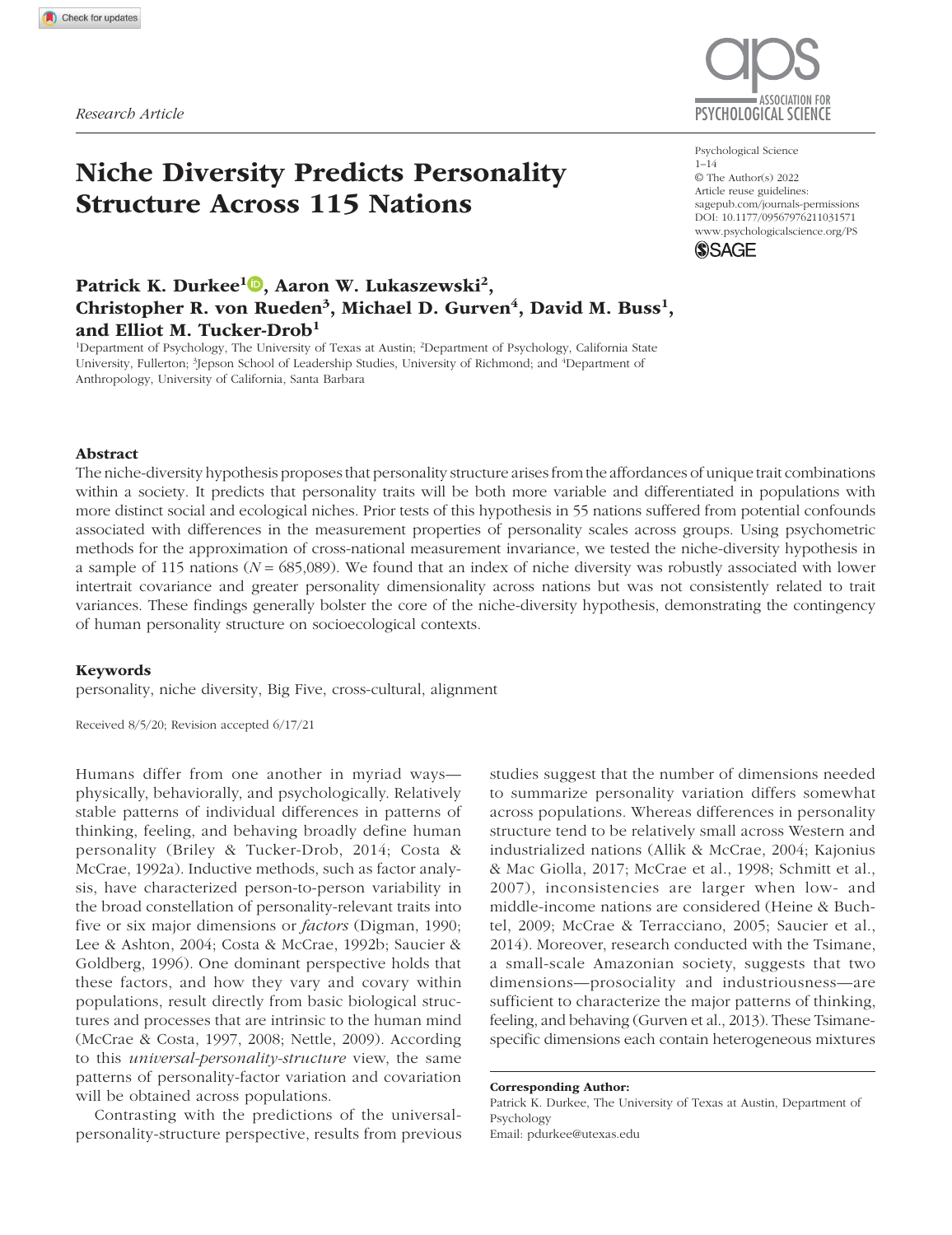Research Article

# Niche Diversity Predicts Personality Structure Across 115 Nations

**Patrick K. Durkee[1], Aaron W. Lukaszewski[2], Christopher R. von Rueden[3], Michael D. Gurven[4], David M. Buss[1], and Elliot M. Tucker-Drob[1]**

[1]Department of Psychology, The University of Texas at Austin; [2]Department of Psychology, California State University, Fullerton; [3]Jepson School of Leadership Studies, University of Richmond; and [4]Department of Anthropology, University of California, Santa Barbara

Psychological Science
1–14
© The Author(s) 2022
Article reuse guidelines:
sagepub.com/journals-permissions
DOI: 10.1177/09567976211031571
www.psychologicalscience.org/PS

## Abstract

The niche-diversity hypothesis proposes that personality structure arises from the affordances of unique trait combinations within a society. It predicts that personality traits will be both more variable and differentiated in populations with more distinct social and ecological niches. Prior tests of this hypothesis in 55 nations suffered from potential confounds associated with differences in the measurement properties of personality scales across groups. Using psychometric methods for the approximation of cross-national measurement invariance, we tested the niche-diversity hypothesis in a sample of 115 nations ($N = 685{,}089$). We found that an index of niche diversity was robustly associated with lower intertrait covariance and greater personality dimensionality across nations but was not consistently related to trait variances. These findings generally bolster the core of the niche-diversity hypothesis, demonstrating the contingency of human personality structure on socioecological contexts.

### Keywords

personality, niche diversity, Big Five, cross-cultural, alignment

Received 8/5/20; Revision accepted 6/17/21

Humans differ from one another in myriad ways—physically, behaviorally, and psychologically. Relatively stable patterns of individual differences in patterns of thinking, feeling, and behaving broadly define human personality (Briley & Tucker-Drob, 2014; Costa & McCrae, 1992a). Inductive methods, such as factor analysis, have characterized person-to-person variability in the broad constellation of personality-relevant traits into five or six major dimensions or *factors* (Digman, 1990; Lee & Ashton, 2004; Costa & McCrae, 1992b; Saucier & Goldberg, 1996). One dominant perspective holds that these factors, and how they vary and covary within populations, result directly from basic biological structures and processes that are intrinsic to the human mind (McCrae & Costa, 1997, 2008; Nettle, 2009). According to this *universal-personality-structure* view, the same patterns of personality-factor variation and covariation will be obtained across populations.

Contrasting with the predictions of the universal-personality-structure perspective, results from previous studies suggest that the number of dimensions needed to summarize personality variation differs somewhat across populations. Whereas differences in personality structure tend to be relatively small across Western and industrialized nations (Allik & McCrae, 2004; Kajonius & Mac Giolla, 2017; McCrae et al., 1998; Schmitt et al., 2007), inconsistencies are larger when low- and middle-income nations are considered (Heine & Buchtel, 2009; McCrae & Terracciano, 2005; Saucier et al., 2014). Moreover, research conducted with the Tsimane, a small-scale Amazonian society, suggests that two dimensions—prosociality and industriousness—are sufficient to characterize the major patterns of thinking, feeling, and behaving (Gurven et al., 2013). These Tsimane-specific dimensions each contain heterogeneous mixtures

**Corresponding Author:**
Patrick K. Durkee, The University of Texas at Austin, Department of Psychology
Email: pdurkee@utexas.edu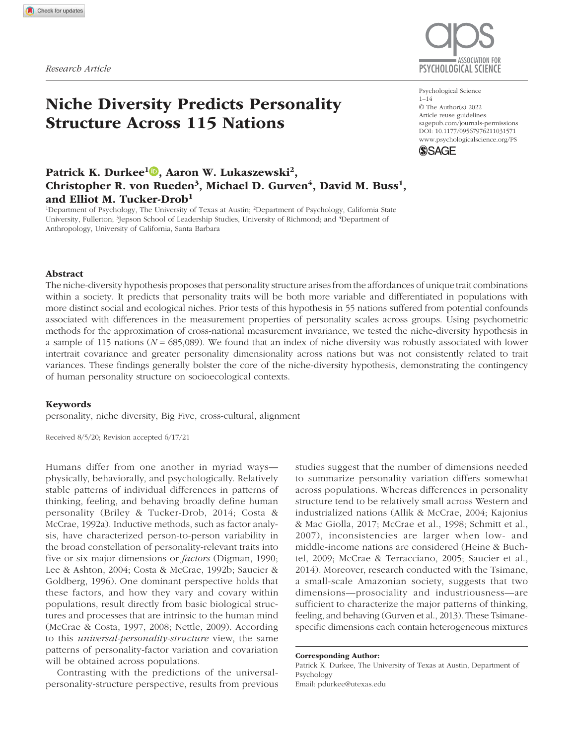Research Article

# Niche Diversity Predicts Personality Structure Across 115 Nations

Psychological Science
1–14
© The Author(s) 2022
Article reuse guidelines:
sagepub.com/journals-permissions
DOI: 10.1177/09567976211031571
www.psychologicalscience.org/PS

**Patrick K. Durkee[1], Aaron W. Lukaszewski[2], Christopher R. von Rueden[3], Michael D. Gurven[4], David M. Buss[1], and Elliot M. Tucker-Drob[1]**

[1]Department of Psychology, The University of Texas at Austin; [2]Department of Psychology, California State University, Fullerton; [3]Jepson School of Leadership Studies, University of Richmond; and [4]Department of Anthropology, University of California, Santa Barbara

## Abstract

The niche-diversity hypothesis proposes that personality structure arises from the affordances of unique trait combinations within a society. It predicts that personality traits will be both more variable and differentiated in populations with more distinct social and ecological niches. Prior tests of this hypothesis in 55 nations suffered from potential confounds associated with differences in the measurement properties of personality scales across groups. Using psychometric methods for the approximation of cross-national measurement invariance, we tested the niche-diversity hypothesis in a sample of 115 nations ($N$ = 685,089). We found that an index of niche diversity was robustly associated with lower intertrait covariance and greater personality dimensionality across nations but was not consistently related to trait variances. These findings generally bolster the core of the niche-diversity hypothesis, demonstrating the contingency of human personality structure on socioecological contexts.

## Keywords

personality, niche diversity, Big Five, cross-cultural, alignment

Received 8/5/20; Revision accepted 6/17/21

Humans differ from one another in myriad ways—physically, behaviorally, and psychologically. Relatively stable patterns of individual differences in patterns of thinking, feeling, and behaving broadly define human personality (Briley & Tucker-Drob, 2014; Costa & McCrae, 1992a). Inductive methods, such as factor analysis, have characterized person-to-person variability in the broad constellation of personality-relevant traits into five or six major dimensions or *factors* (Digman, 1990; Lee & Ashton, 2004; Costa & McCrae, 1992b; Saucier & Goldberg, 1996). One dominant perspective holds that these factors, and how they vary and covary within populations, result directly from basic biological structures and processes that are intrinsic to the human mind (McCrae & Costa, 1997, 2008; Nettle, 2009). According to this *universal-personality-structure* view, the same patterns of personality-factor variation and covariation will be obtained across populations.

Contrasting with the predictions of the universal-personality-structure perspective, results from previous studies suggest that the number of dimensions needed to summarize personality variation differs somewhat across populations. Whereas differences in personality structure tend to be relatively small across Western and industrialized nations (Allik & McCrae, 2004; Kajonius & Mac Giolla, 2017; McCrae et al., 1998; Schmitt et al., 2007), inconsistencies are larger when low- and middle-income nations are considered (Heine & Buchtel, 2009; McCrae & Terracciano, 2005; Saucier et al., 2014). Moreover, research conducted with the Tsimane, a small-scale Amazonian society, suggests that two dimensions—prosociality and industriousness—are sufficient to characterize the major patterns of thinking, feeling, and behaving (Gurven et al., 2013). These Tsimane-specific dimensions each contain heterogeneous mixtures

**Corresponding Author:**
Patrick K. Durkee, The University of Texas at Austin, Department of Psychology
Email: pdurkee@utexas.edu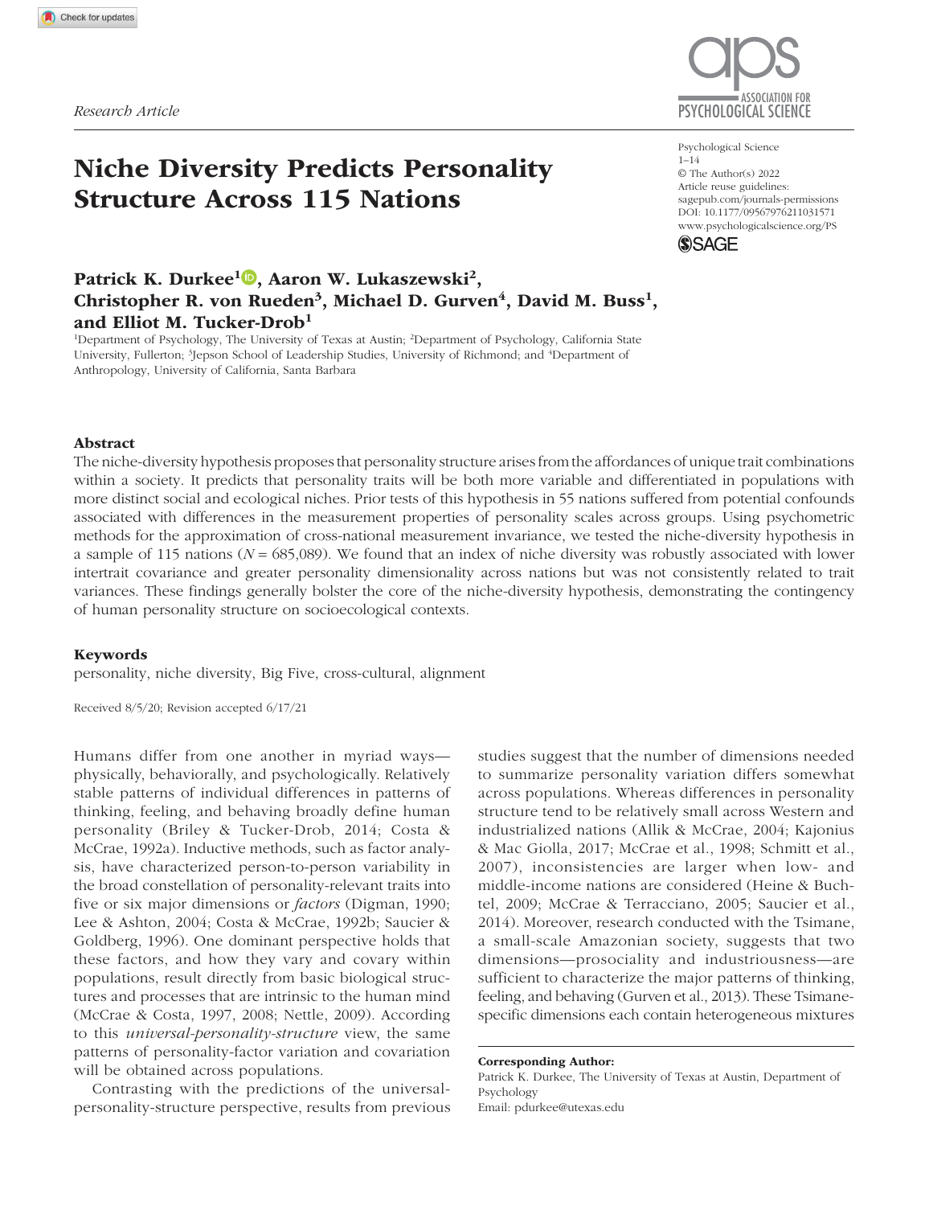Research Article

# Niche Diversity Predicts Personality Structure Across 115 Nations

Psychological Science
© The Author(s) 2022
Article reuse guidelines: sagepub.com/journals-permissions
DOI: 10.1177/09567976211031571
www.psychologicalscience.org/PS

**Patrick K. Durkee[1], Aaron W. Lukaszewski[2], Christopher R. von Rueden[3], Michael D. Gurven[4], David M. Buss[1], and Elliot M. Tucker-Drob[1]**

[1]Department of Psychology, The University of Texas at Austin; [2]Department of Psychology, California State University, Fullerton; [3]Jepson School of Leadership Studies, University of Richmond; and [4]Department of Anthropology, University of California, Santa Barbara

## Abstract

The niche-diversity hypothesis proposes that personality structure arises from the affordances of unique trait combinations within a society. It predicts that personality traits will be both more variable and differentiated in populations with more distinct social and ecological niches. Prior tests of this hypothesis in 55 nations suffered from potential confounds associated with differences in the measurement properties of personality scales across groups. Using psychometric methods for the approximation of cross-national measurement invariance, we tested the niche-diversity hypothesis in a sample of 115 nations ($N = 685{,}089$). We found that an index of niche diversity was robustly associated with lower intertrait covariance and greater personality dimensionality across nations but was not consistently related to trait variances. These findings generally bolster the core of the niche-diversity hypothesis, demonstrating the contingency of human personality structure on socioecological contexts.

### Keywords

personality, niche diversity, Big Five, cross-cultural, alignment

Received 8/5/20; Revision accepted 6/17/21

Humans differ from one another in myriad ways—physically, behaviorally, and psychologically. Relatively stable patterns of individual differences in patterns of thinking, feeling, and behaving broadly define human personality (Briley & Tucker-Drob, 2014; Costa & McCrae, 1992a). Inductive methods, such as factor analysis, have characterized person-to-person variability in the broad constellation of personality-relevant traits into five or six major dimensions or *factors* (Digman, 1990; Lee & Ashton, 2004; Costa & McCrae, 1992b; Saucier & Goldberg, 1996). One dominant perspective holds that these factors, and how they vary and covary within populations, result directly from basic biological structures and processes that are intrinsic to the human mind (McCrae & Costa, 1997, 2008; Nettle, 2009). According to this *universal-personality-structure* view, the same patterns of personality-factor variation and covariation will be obtained across populations.

Contrasting with the predictions of the universal-personality-structure perspective, results from previous studies suggest that the number of dimensions needed to summarize personality variation differs somewhat across populations. Whereas differences in personality structure tend to be relatively small across Western and industrialized nations (Allik & McCrae, 2004; Kajonius & Mac Giolla, 2017; McCrae et al., 1998; Schmitt et al., 2007), inconsistencies are larger when low- and middle-income nations are considered (Heine & Buchtel, 2009; McCrae & Terracciano, 2005; Saucier et al., 2014). Moreover, research conducted with the Tsimane, a small-scale Amazonian society, suggests that two dimensions—prosociality and industriousness—are sufficient to characterize the major patterns of thinking, feeling, and behaving (Gurven et al., 2013). These Tsimane-specific dimensions each contain heterogeneous mixtures

**Corresponding Author:**
Patrick K. Durkee, The University of Texas at Austin, Department of Psychology
Email: pdurkee@utexas.edu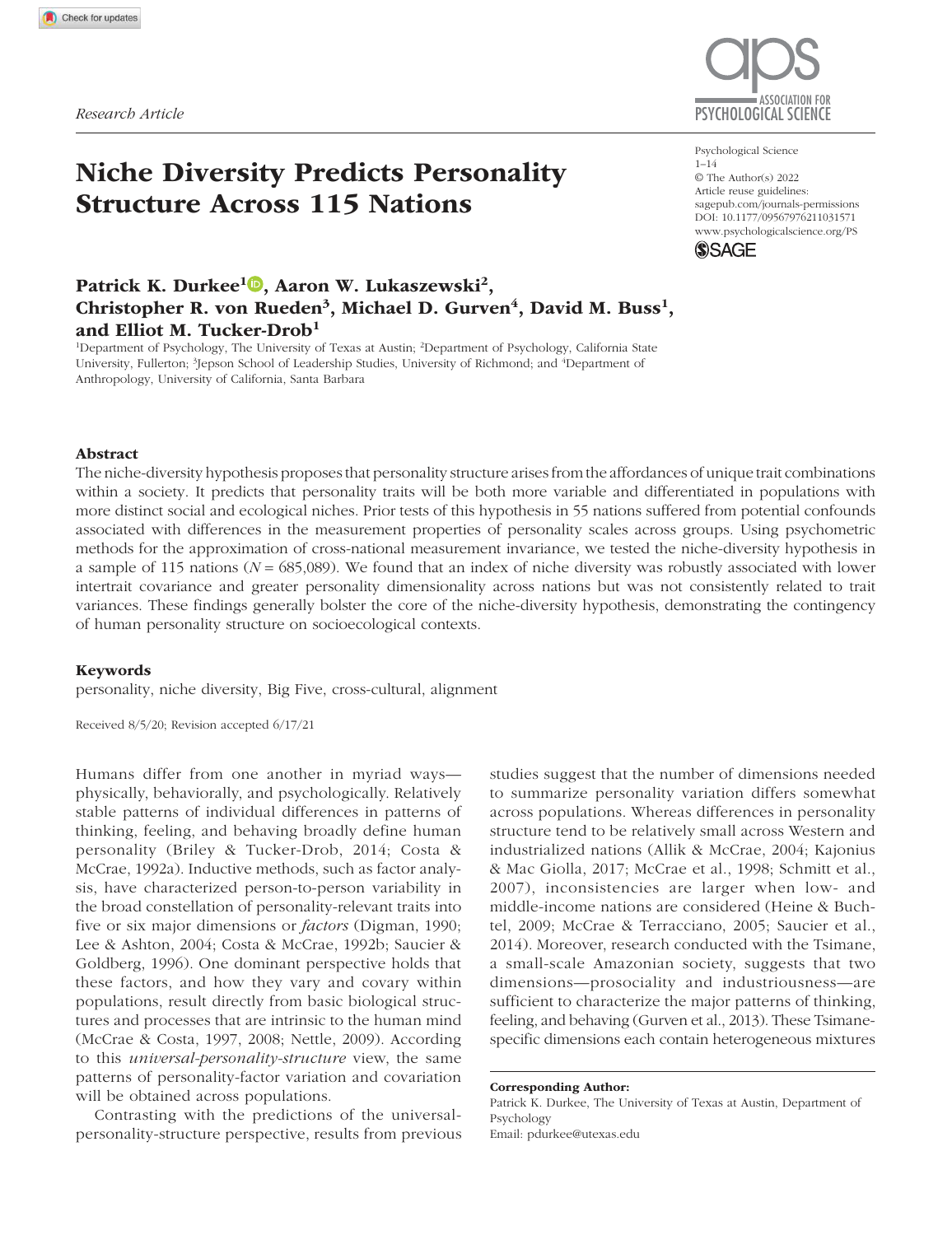*Research Article*

# Niche Diversity Predicts Personality Structure Across 115 Nations

Psychological Science
1–14
© The Author(s) 2022
Article reuse guidelines:
sagepub.com/journals-permissions
DOI: 10.1177/09567976211031571
www.psychologicalscience.org/PS

**Patrick K. Durkee[1], Aaron W. Lukaszewski[2], Christopher R. von Rueden[3], Michael D. Gurven[4], David M. Buss[1], and Elliot M. Tucker-Drob[1]**

[1]Department of Psychology, The University of Texas at Austin; [2]Department of Psychology, California State University, Fullerton; [3]Jepson School of Leadership Studies, University of Richmond; and [4]Department of Anthropology, University of California, Santa Barbara

## Abstract

The niche-diversity hypothesis proposes that personality structure arises from the affordances of unique trait combinations within a society. It predicts that personality traits will be both more variable and differentiated in populations with more distinct social and ecological niches. Prior tests of this hypothesis in 55 nations suffered from potential confounds associated with differences in the measurement properties of personality scales across groups. Using psychometric methods for the approximation of cross-national measurement invariance, we tested the niche-diversity hypothesis in a sample of 115 nations ($N = 685{,}089$). We found that an index of niche diversity was robustly associated with lower intertrait covariance and greater personality dimensionality across nations but was not consistently related to trait variances. These findings generally bolster the core of the niche-diversity hypothesis, demonstrating the contingency of human personality structure on socioecological contexts.

## Keywords

personality, niche diversity, Big Five, cross-cultural, alignment

Received 8/5/20; Revision accepted 6/17/21

Humans differ from one another in myriad ways—physically, behaviorally, and psychologically. Relatively stable patterns of individual differences in patterns of thinking, feeling, and behaving broadly define human personality (Briley & Tucker-Drob, 2014; Costa & McCrae, 1992a). Inductive methods, such as factor analysis, have characterized person-to-person variability in the broad constellation of personality-relevant traits into five or six major dimensions or *factors* (Digman, 1990; Lee & Ashton, 2004; Costa & McCrae, 1992b; Saucier & Goldberg, 1996). One dominant perspective holds that these factors, and how they vary and covary within populations, result directly from basic biological structures and processes that are intrinsic to the human mind (McCrae & Costa, 1997, 2008; Nettle, 2009). According to this *universal-personality-structure* view, the same patterns of personality-factor variation and covariation will be obtained across populations.

Contrasting with the predictions of the universal-personality-structure perspective, results from previous studies suggest that the number of dimensions needed to summarize personality variation differs somewhat across populations. Whereas differences in personality structure tend to be relatively small across Western and industrialized nations (Allik & McCrae, 2004; Kajonius & Mac Giolla, 2017; McCrae et al., 1998; Schmitt et al., 2007), inconsistencies are larger when low- and middle-income nations are considered (Heine & Buchtel, 2009; McCrae & Terracciano, 2005; Saucier et al., 2014). Moreover, research conducted with the Tsimane, a small-scale Amazonian society, suggests that two dimensions—prosociality and industriousness—are sufficient to characterize the major patterns of thinking, feeling, and behaving (Gurven et al., 2013). These Tsimane-specific dimensions each contain heterogeneous mixtures

**Corresponding Author:**
Patrick K. Durkee, The University of Texas at Austin, Department of Psychology
Email: pdurkee@utexas.edu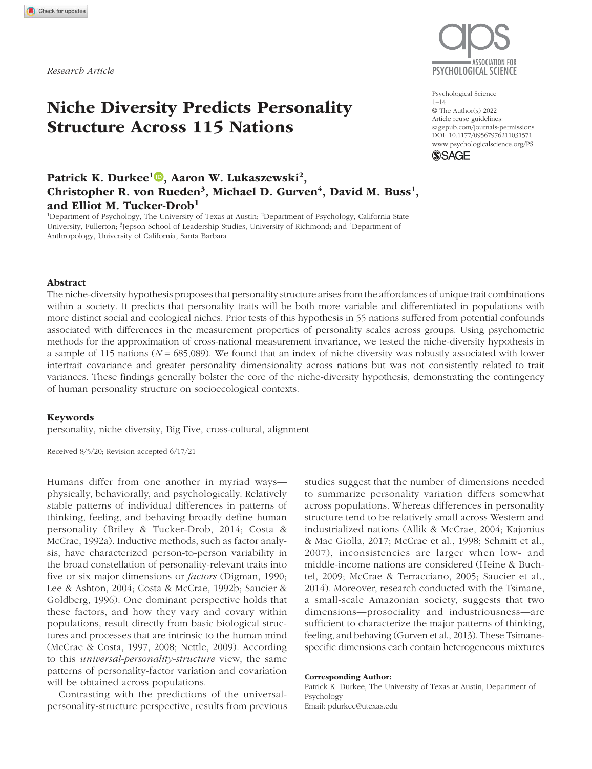Research Article

# Niche Diversity Predicts Personality Structure Across 115 Nations

Psychological Science
1–14
© The Author(s) 2022
Article reuse guidelines:
sagepub.com/journals-permissions
DOI: 10.1177/09567976211031571
www.psychologicalscience.org/PS

**Patrick K. Durkee**[1], **Aaron W. Lukaszewski**[2], **Christopher R. von Rueden**[3], **Michael D. Gurven**[4], **David M. Buss**[1], **and Elliot M. Tucker-Drob**[1]

[1]Department of Psychology, The University of Texas at Austin; [2]Department of Psychology, California State University, Fullerton; [3]Jepson School of Leadership Studies, University of Richmond; and [4]Department of Anthropology, University of California, Santa Barbara

## Abstract

The niche-diversity hypothesis proposes that personality structure arises from the affordances of unique trait combinations within a society. It predicts that personality traits will be both more variable and differentiated in populations with more distinct social and ecological niches. Prior tests of this hypothesis in 55 nations suffered from potential confounds associated with differences in the measurement properties of personality scales across groups. Using psychometric methods for the approximation of cross-national measurement invariance, we tested the niche-diversity hypothesis in a sample of 115 nations ($N = 685{,}089$). We found that an index of niche diversity was robustly associated with lower intertrait covariance and greater personality dimensionality across nations but was not consistently related to trait variances. These findings generally bolster the core of the niche-diversity hypothesis, demonstrating the contingency of human personality structure on socioecological contexts.

## Keywords

personality, niche diversity, Big Five, cross-cultural, alignment

Received 8/5/20; Revision accepted 6/17/21

Humans differ from one another in myriad ways—physically, behaviorally, and psychologically. Relatively stable patterns of individual differences in patterns of thinking, feeling, and behaving broadly define human personality (Briley & Tucker-Drob, 2014; Costa & McCrae, 1992a). Inductive methods, such as factor analysis, have characterized person-to-person variability in the broad constellation of personality-relevant traits into five or six major dimensions or *factors* (Digman, 1990; Lee & Ashton, 2004; Costa & McCrae, 1992b; Saucier & Goldberg, 1996). One dominant perspective holds that these factors, and how they vary and covary within populations, result directly from basic biological structures and processes that are intrinsic to the human mind (McCrae & Costa, 1997, 2008; Nettle, 2009). According to this *universal-personality-structure* view, the same patterns of personality-factor variation and covariation will be obtained across populations.

Contrasting with the predictions of the universal-personality-structure perspective, results from previous studies suggest that the number of dimensions needed to summarize personality variation differs somewhat across populations. Whereas differences in personality structure tend to be relatively small across Western and industrialized nations (Allik & McCrae, 2004; Kajonius & Mac Giolla, 2017; McCrae et al., 1998; Schmitt et al., 2007), inconsistencies are larger when low- and middle-income nations are considered (Heine & Buchtel, 2009; McCrae & Terracciano, 2005; Saucier et al., 2014). Moreover, research conducted with the Tsimane, a small-scale Amazonian society, suggests that two dimensions—prosociality and industriousness—are sufficient to characterize the major patterns of thinking, feeling, and behaving (Gurven et al., 2013). These Tsimane-specific dimensions each contain heterogeneous mixtures

**Corresponding Author:**
Patrick K. Durkee, The University of Texas at Austin, Department of Psychology
Email: pdurkee@utexas.edu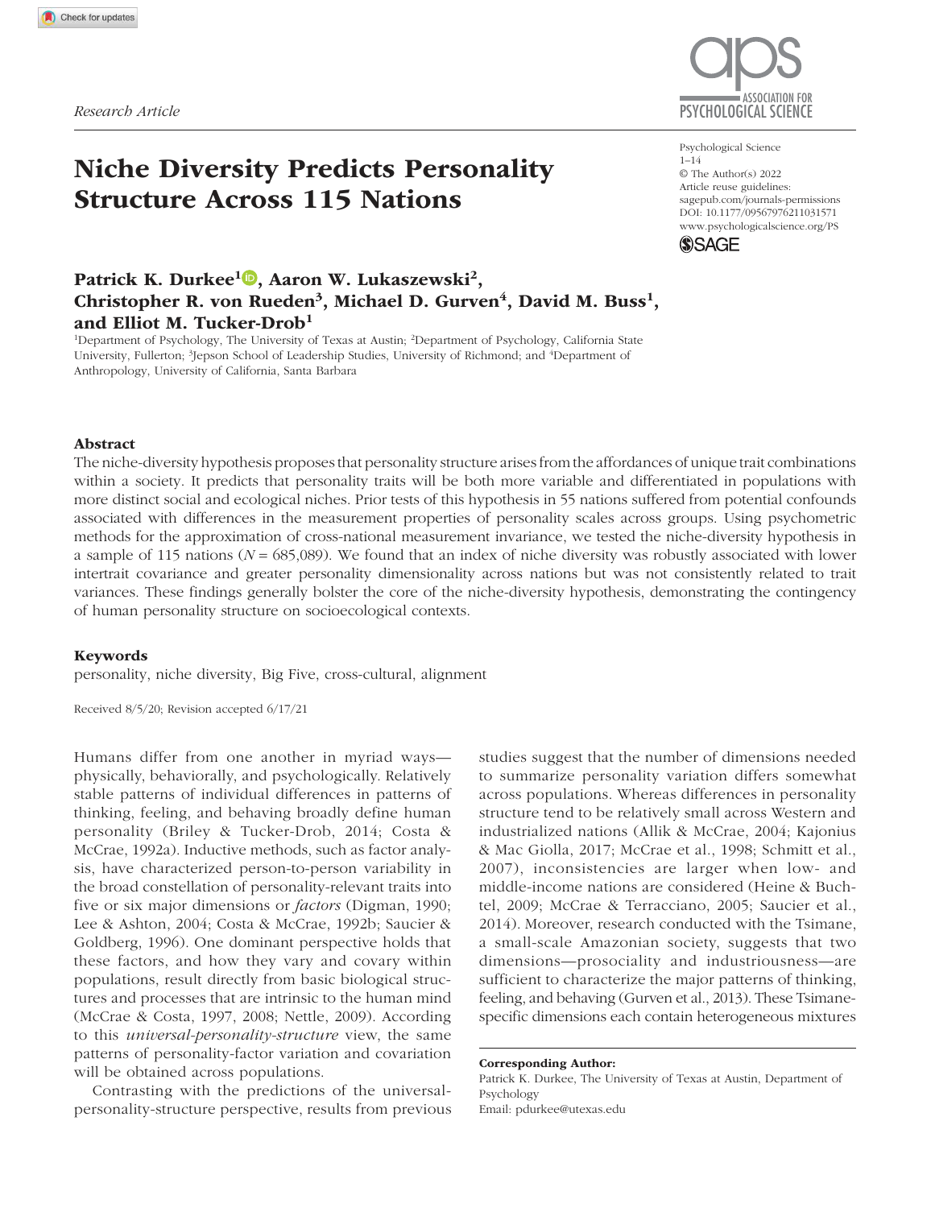Research Article

# Niche Diversity Predicts Personality Structure Across 115 Nations

Psychological Science
1–14
© The Author(s) 2022
Article reuse guidelines:
sagepub.com/journals-permissions
DOI: 10.1177/09567976211031571
www.psychologicalscience.org/PS

**Patrick K. Durkee[1], Aaron W. Lukaszewski[2], Christopher R. von Rueden[3], Michael D. Gurven[4], David M. Buss[1], and Elliot M. Tucker-Drob[1]**

[1]Department of Psychology, The University of Texas at Austin; [2]Department of Psychology, California State University, Fullerton; [3]Jepson School of Leadership Studies, University of Richmond; and [4]Department of Anthropology, University of California, Santa Barbara

## Abstract

The niche-diversity hypothesis proposes that personality structure arises from the affordances of unique trait combinations within a society. It predicts that personality traits will be both more variable and differentiated in populations with more distinct social and ecological niches. Prior tests of this hypothesis in 55 nations suffered from potential confounds associated with differences in the measurement properties of personality scales across groups. Using psychometric methods for the approximation of cross-national measurement invariance, we tested the niche-diversity hypothesis in a sample of 115 nations ($N$ = 685,089). We found that an index of niche diversity was robustly associated with lower intertrait covariance and greater personality dimensionality across nations but was not consistently related to trait variances. These findings generally bolster the core of the niche-diversity hypothesis, demonstrating the contingency of human personality structure on socioecological contexts.

### Keywords

personality, niche diversity, Big Five, cross-cultural, alignment

Received 8/5/20; Revision accepted 6/17/21

Humans differ from one another in myriad ways—physically, behaviorally, and psychologically. Relatively stable patterns of individual differences in patterns of thinking, feeling, and behaving broadly define human personality (Briley & Tucker-Drob, 2014; Costa & McCrae, 1992a). Inductive methods, such as factor analysis, have characterized person-to-person variability in the broad constellation of personality-relevant traits into five or six major dimensions or *factors* (Digman, 1990; Lee & Ashton, 2004; Costa & McCrae, 1992b; Saucier & Goldberg, 1996). One dominant perspective holds that these factors, and how they vary and covary within populations, result directly from basic biological structures and processes that are intrinsic to the human mind (McCrae & Costa, 1997, 2008; Nettle, 2009). According to this *universal-personality-structure* view, the same patterns of personality-factor variation and covariation will be obtained across populations.

Contrasting with the predictions of the universal-personality-structure perspective, results from previous studies suggest that the number of dimensions needed to summarize personality variation differs somewhat across populations. Whereas differences in personality structure tend to be relatively small across Western and industrialized nations (Allik & McCrae, 2004; Kajonius & Mac Giolla, 2017; McCrae et al., 1998; Schmitt et al., 2007), inconsistencies are larger when low- and middle-income nations are considered (Heine & Buchtel, 2009; McCrae & Terracciano, 2005; Saucier et al., 2014). Moreover, research conducted with the Tsimane, a small-scale Amazonian society, suggests that two dimensions—prosociality and industriousness—are sufficient to characterize the major patterns of thinking, feeling, and behaving (Gurven et al., 2013). These Tsimane-specific dimensions each contain heterogeneous mixtures

**Corresponding Author:**
Patrick K. Durkee, The University of Texas at Austin, Department of Psychology
Email: pdurkee@utexas.edu